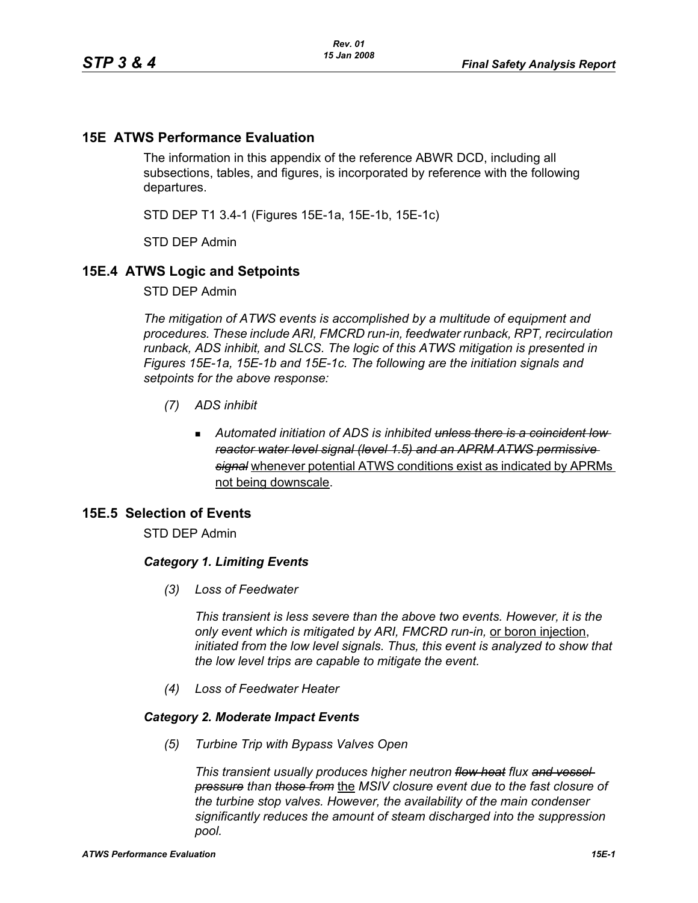# 15E ATWS Performance Evaluation

The information in this appendix of the reference ABWR DCD, including all subsections, tables, and figures, is incorporated by reference with the following departures.

STD DEP T1 3.4-1 (Figures 15E-1a, 15E-1b, 15E-1c)

STD DEP Admin

## 15E.4 ATWS Logic and Setpoints

STD DEP Admin

*The mitigation of ATWS events is accomplished by a multitude of equipment and procedures. These include ARI, FMCRD run-in, feedwater runback, RPT, recirculation runback, ADS inhibit, and SLCS. The logic of this ATWS mitigation is presented in Figures 15E-1a, 15E-1b and 15E-1c. The following are the initiation signals and setpoints for the above response:*

*(7) ADS inhibit*

- *Automated initiation of ADS is inhibited* ~~*unless there is a coincident low reactor water level signal (level 1.5) and an APRM ATWS permissive signal*~~ <u>whenever potential ATWS conditions exist as indicated by APRMs not being downscale</u>.

## 15E.5 Selection of Events

STD DEP Admin

***Category 1. Limiting Events***

*(3) Loss of Feedwater*

*This transient is less severe than the above two events. However, it is the only event which is mitigated by ARI, FMCRD run-in,* <u>or boron injection</u>, *initiated from the low level signals. Thus, this event is analyzed to show that the low level trips are capable to mitigate the event.*

*(4) Loss of Feedwater Heater*

***Category 2. Moderate Impact Events***

*(5) Turbine Trip with Bypass Valves Open*

*This transient usually produces higher neutron* ~~*flow heat*~~ *flux* ~~*and vessel pressure*~~ *than* ~~*those from*~~ <u>the</u> *MSIV closure event due to the fast closure of the turbine stop valves. However, the availability of the main condenser significantly reduces the amount of steam discharged into the suppression pool.*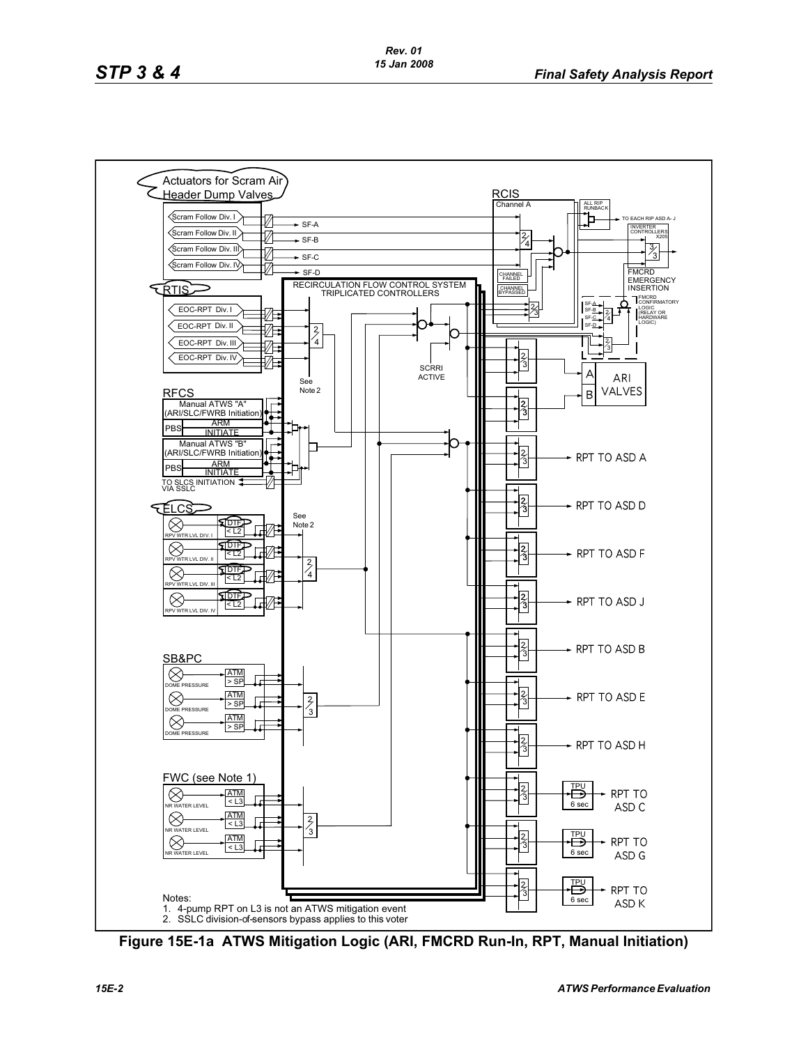Notes:

1. 4-pump RPT on L3 is not an ATWS mitigation event
2. SSLC division-of-sensors bypass applies to this voter

**Figure 15E-1a ATWS Mitigation Logic (ARI, FMCRD Run-In, RPT, Manual Initiation)**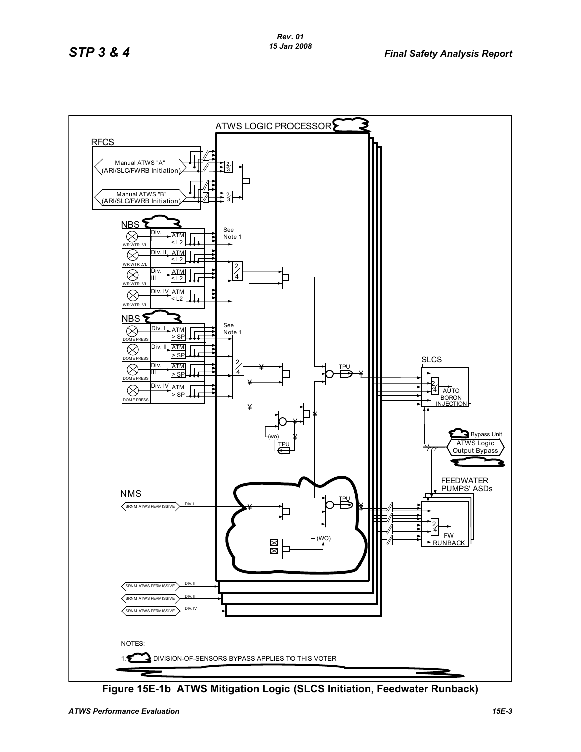**Figure 15E-1b ATWS Mitigation Logic (SLCS Initiation, Feedwater Runback)**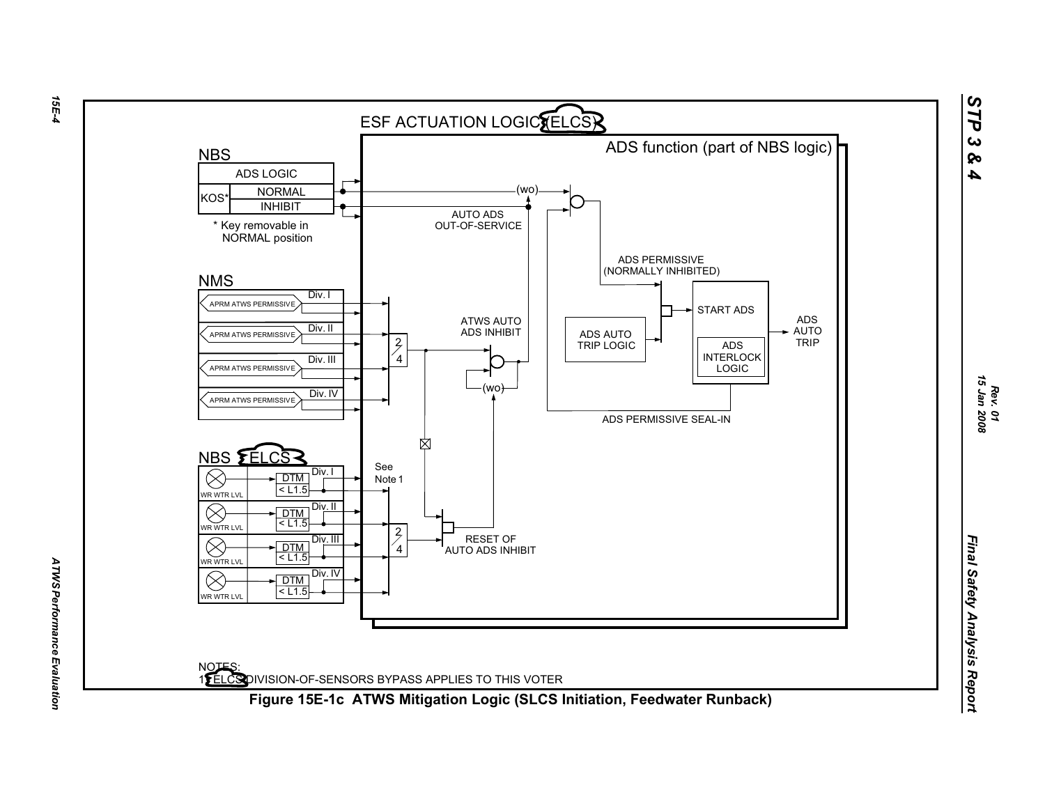ESF ACTUATION LOGIC (ELCS)

ADS function (part of NBS logic)

NBS

ADS LOGIC

KOS*

NORMAL

INHIBIT

* Key removable in NORMAL position

(wo)

AUTO ADS OUT-OF-SERVICE

ADS PERMISSIVE (NORMALLY INHIBITED)

NMS

APRM ATWS PERMISSIVE

Div. I

APRM ATWS PERMISSIVE

Div. II

APRM ATWS PERMISSIVE

Div. III

APRM ATWS PERMISSIVE

Div. IV

2/4

ATWS AUTO ADS INHIBIT

(wo)

START ADS

ADS AUTO TRIP LOGIC

ADS INTERLOCK LOGIC

ADS AUTO TRIP

ADS PERMISSIVE SEAL-IN

NBS (ELCS)

WR WTR LVL

DTM

< L1.5

Div. I

WR WTR LVL

DTM

< L1.5

Div. II

WR WTR LVL

DTM

< L1.5

Div. III

WR WTR LVL

DTM

< L1.5

Div. IV

See Note 1

2/4

RESET OF AUTO ADS INHIBIT

NOTES:

1. ELCS DIVISION-OF-SENSORS BYPASS APPLIES TO THIS VOTER

**Figure 15E-1c ATWS Mitigation Logic (SLCS Initiation, Feedwater Runback)**